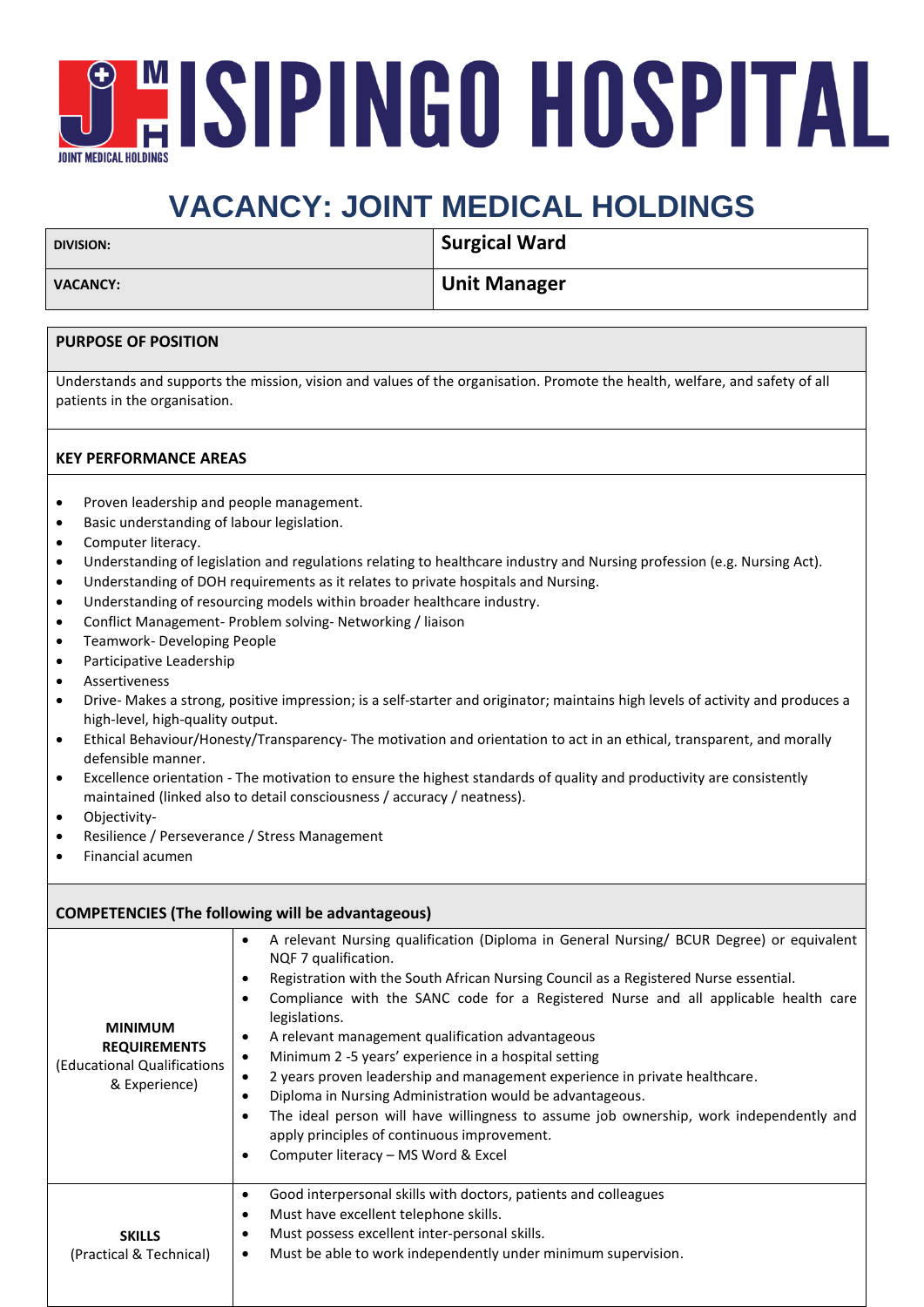# ISIPINGO HOSPITAL

JOINT MEDICAL HOLDINGS

## VACANCY: JOINT MEDICAL HOLDINGS

| DIVISION: | Surgical Ward |
|---|---|
| VACANCY: | Unit Manager |

### PURPOSE OF POSITION

Understands and supports the mission, vision and values of the organisation. Promote the health, welfare, and safety of all patients in the organisation.

### KEY PERFORMANCE AREAS

- Proven leadership and people management.
- Basic understanding of labour legislation.
- Computer literacy.
- Understanding of legislation and regulations relating to healthcare industry and Nursing profession (e.g. Nursing Act).
- Understanding of DOH requirements as it relates to private hospitals and Nursing.
- Understanding of resourcing models within broader healthcare industry.
- Conflict Management- Problem solving- Networking / liaison
- Teamwork- Developing People
- Participative Leadership
- Assertiveness
- Drive- Makes a strong, positive impression; is a self-starter and originator; maintains high levels of activity and produces a high-level, high-quality output.
- Ethical Behaviour/Honesty/Transparency- The motivation and orientation to act in an ethical, transparent, and morally defensible manner.
- Excellence orientation - The motivation to ensure the highest standards of quality and productivity are consistently maintained (linked also to detail consciousness / accuracy / neatness).
- Objectivity-
- Resilience / Perseverance / Stress Management
- Financial acumen

### COMPETENCIES (The following will be advantageous)

| | |
|---|---|
| **MINIMUM REQUIREMENTS** (Educational Qualifications & Experience) | • A relevant Nursing qualification (Diploma in General Nursing/ BCUR Degree) or equivalent NQF 7 qualification.<br>• Registration with the South African Nursing Council as a Registered Nurse essential.<br>• Compliance with the SANC code for a Registered Nurse and all applicable health care legislations.<br>• A relevant management qualification advantageous<br>• Minimum 2 -5 years' experience in a hospital setting<br>• 2 years proven leadership and management experience in private healthcare.<br>• Diploma in Nursing Administration would be advantageous.<br>• The ideal person will have willingness to assume job ownership, work independently and apply principles of continuous improvement.<br>• Computer literacy – MS Word & Excel |
| **SKILLS** (Practical & Technical) | • Good interpersonal skills with doctors, patients and colleagues<br>• Must have excellent telephone skills.<br>• Must possess excellent inter-personal skills.<br>• Must be able to work independently under minimum supervision. |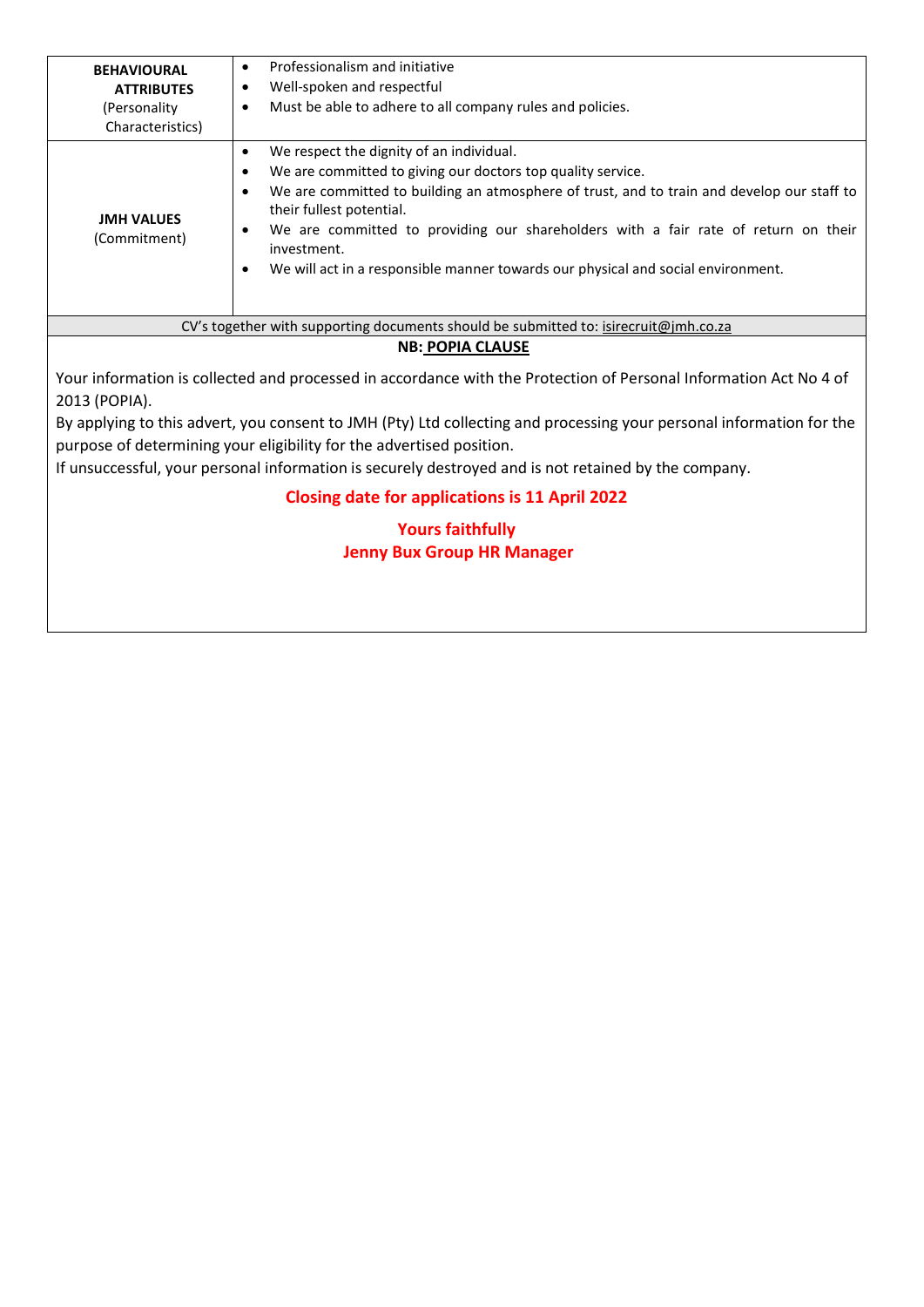| | |
|---|---|
| **BEHAVIOURAL ATTRIBUTES** (Personality Characteristics) | • Professionalism and initiative<br>• Well-spoken and respectful<br>• Must be able to adhere to all company rules and policies. |
| **JMH VALUES** (Commitment) | • We respect the dignity of an individual.<br>• We are committed to giving our doctors top quality service.<br>• We are committed to building an atmosphere of trust, and to train and develop our staff to their fullest potential.<br>• We are committed to providing our shareholders with a fair rate of return on their investment.<br>• We will act in a responsible manner towards our physical and social environment. |

CV's together with supporting documents should be submitted to: isirecruit@jmh.co.za

**NB: POPIA CLAUSE**

Your information is collected and processed in accordance with the Protection of Personal Information Act No 4 of 2013 (POPIA).
By applying to this advert, you consent to JMH (Pty) Ltd collecting and processing your personal information for the purpose of determining your eligibility for the advertised position.
If unsuccessful, your personal information is securely destroyed and is not retained by the company.

**Closing date for applications is 11 April 2022**

**Yours faithfully**
**Jenny Bux Group HR Manager**